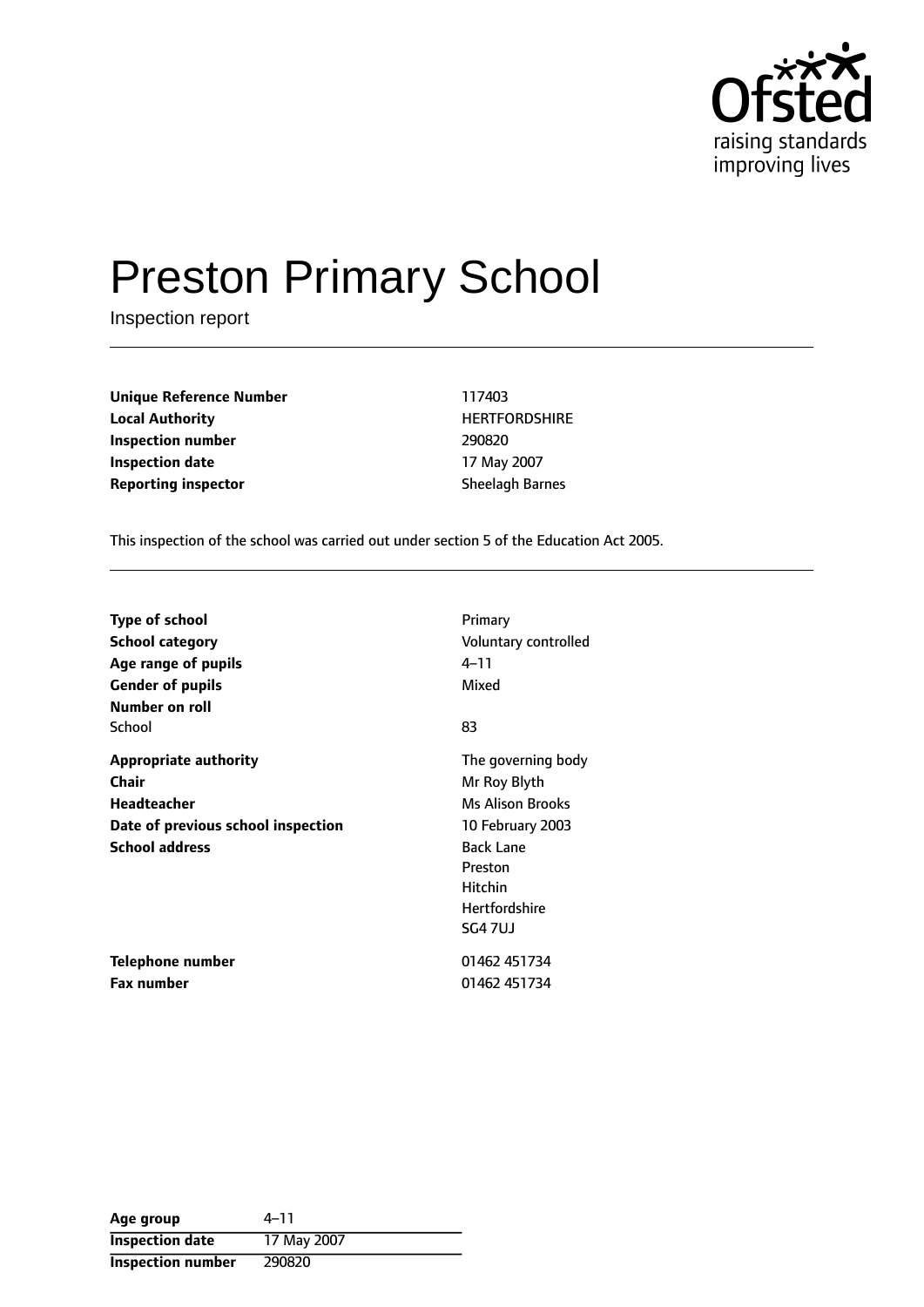Ofsted
raising standards
improving lives

# Preston Primary School

Inspection report

| | |
|---|---|
| **Unique Reference Number** | 117403 |
| **Local Authority** | HERTFORDSHIRE |
| **Inspection number** | 290820 |
| **Inspection date** | 17 May 2007 |
| **Reporting inspector** | Sheelagh Barnes |

This inspection of the school was carried out under section 5 of the Education Act 2005.

| | |
|---|---|
| **Type of school** | Primary |
| **School category** | Voluntary controlled |
| **Age range of pupils** | 4–11 |
| **Gender of pupils** | Mixed |
| **Number on roll** | |
| School | 83 |
| **Appropriate authority** | The governing body |
| **Chair** | Mr Roy Blyth |
| **Headteacher** | Ms Alison Brooks |
| **Date of previous school inspection** | 10 February 2003 |
| **School address** | Back Lane<br>Preston<br>Hitchin<br>Hertfordshire<br>SG4 7UJ |
| **Telephone number** | 01462 451734 |
| **Fax number** | 01462 451734 |

| | |
|---|---|
| **Age group** | 4–11 |
| **Inspection date** | 17 May 2007 |
| **Inspection number** | 290820 |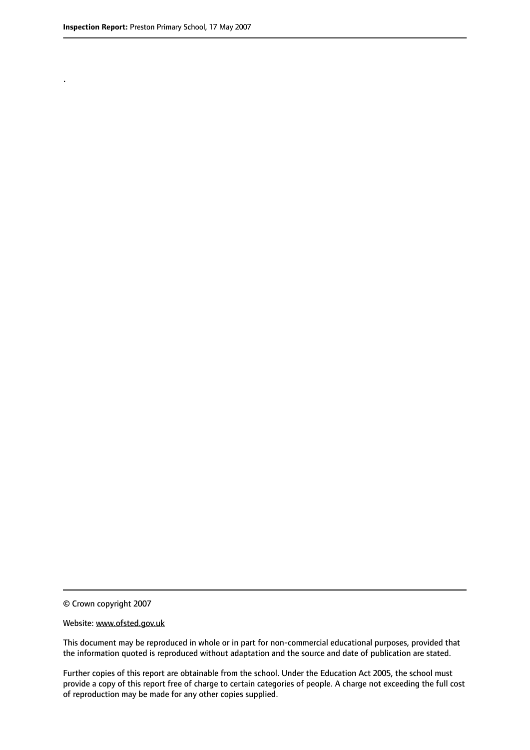.

© Crown copyright 2007

Website: www.ofsted.gov.uk

This document may be reproduced in whole or in part for non-commercial educational purposes, provided that the information quoted is reproduced without adaptation and the source and date of publication are stated.

Further copies of this report are obtainable from the school. Under the Education Act 2005, the school must provide a copy of this report free of charge to certain categories of people. A charge not exceeding the full cost of reproduction may be made for any other copies supplied.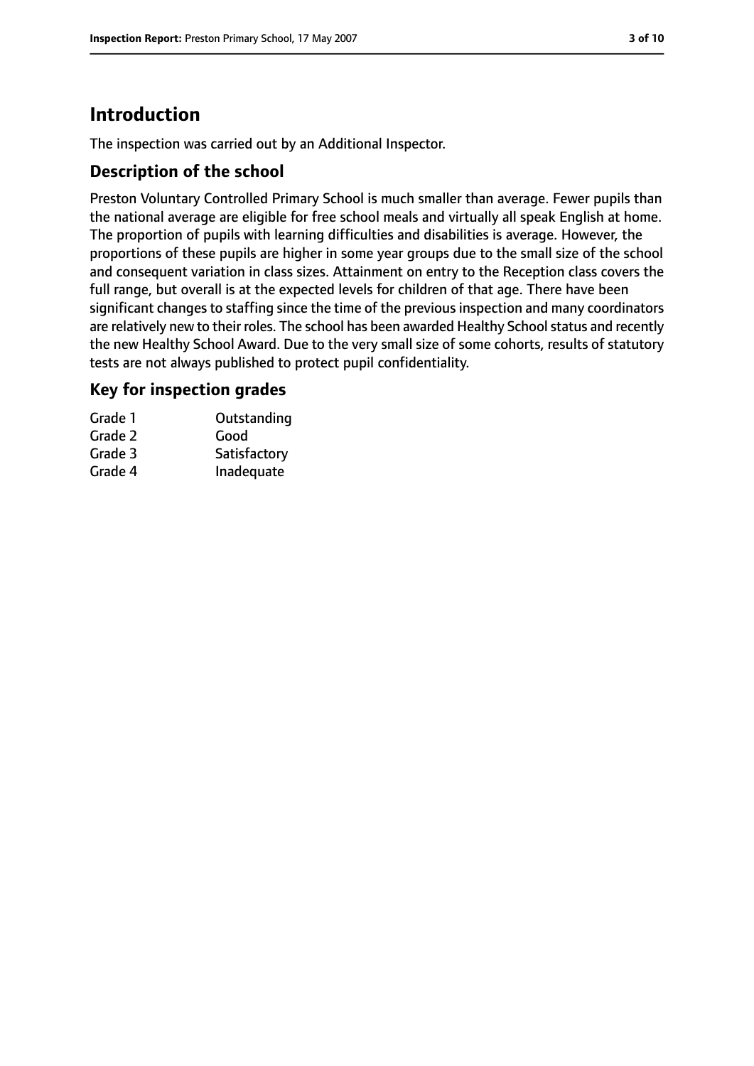# Introduction

The inspection was carried out by an Additional Inspector.

## Description of the school

Preston Voluntary Controlled Primary School is much smaller than average. Fewer pupils than the national average are eligible for free school meals and virtually all speak English at home. The proportion of pupils with learning difficulties and disabilities is average. However, the proportions of these pupils are higher in some year groups due to the small size of the school and consequent variation in class sizes. Attainment on entry to the Reception class covers the full range, but overall is at the expected levels for children of that age. There have been significant changes to staffing since the time of the previous inspection and many coordinators are relatively new to their roles. The school has been awarded Healthy School status and recently the new Healthy School Award. Due to the very small size of some cohorts, results of statutory tests are not always published to protect pupil confidentiality.

## Key for inspection grades

| | |
|---|---|
| Grade 1 | Outstanding |
| Grade 2 | Good |
| Grade 3 | Satisfactory |
| Grade 4 | Inadequate |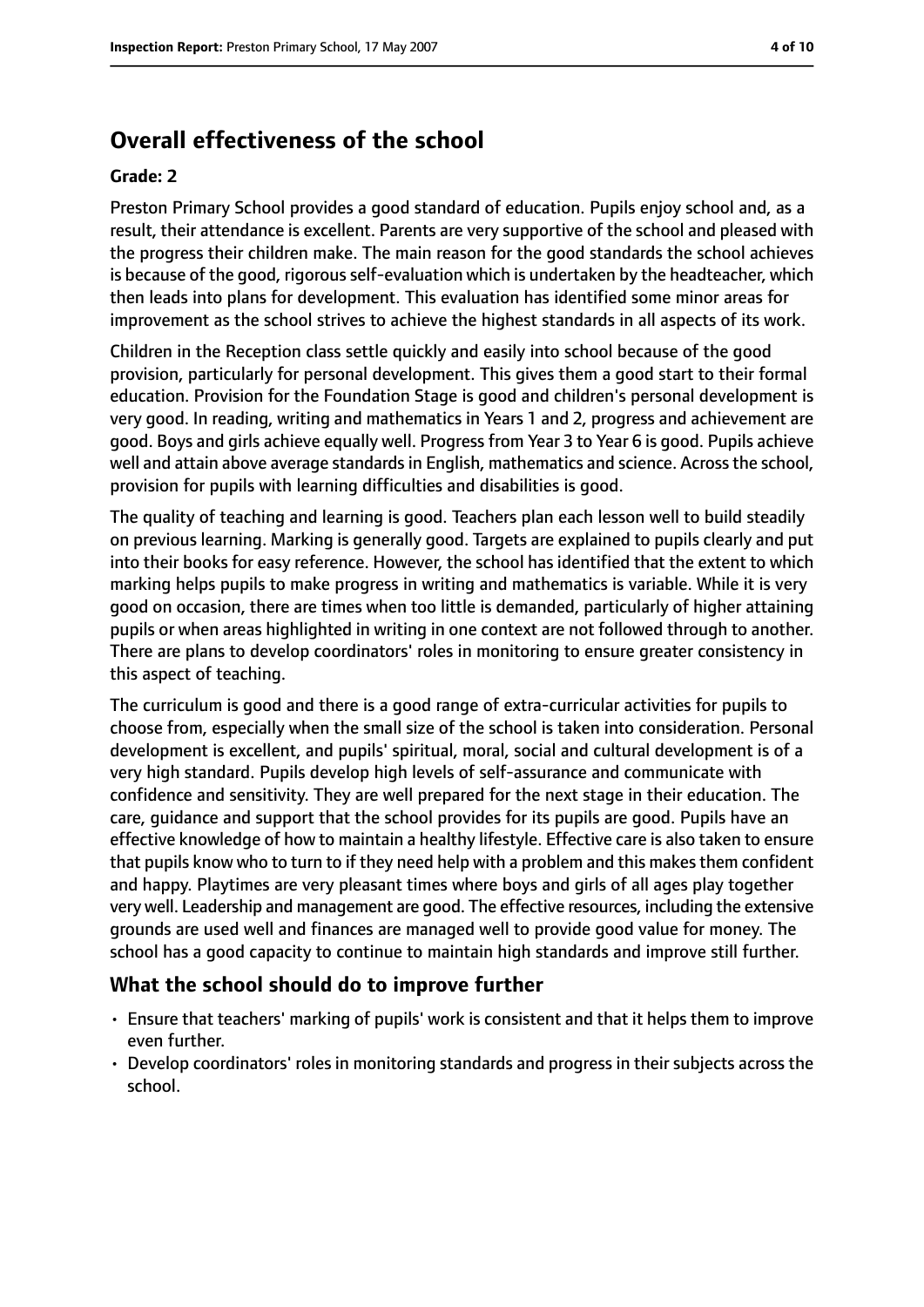## Overall effectiveness of the school

### Grade: 2

Preston Primary School provides a good standard of education. Pupils enjoy school and, as a result, their attendance is excellent. Parents are very supportive of the school and pleased with the progress their children make. The main reason for the good standards the school achieves is because of the good, rigorous self-evaluation which is undertaken by the headteacher, which then leads into plans for development. This evaluation has identified some minor areas for improvement as the school strives to achieve the highest standards in all aspects of its work.

Children in the Reception class settle quickly and easily into school because of the good provision, particularly for personal development. This gives them a good start to their formal education. Provision for the Foundation Stage is good and children's personal development is very good. In reading, writing and mathematics in Years 1 and 2, progress and achievement are good. Boys and girls achieve equally well. Progress from Year 3 to Year 6 is good. Pupils achieve well and attain above average standards in English, mathematics and science. Across the school, provision for pupils with learning difficulties and disabilities is good.

The quality of teaching and learning is good. Teachers plan each lesson well to build steadily on previous learning. Marking is generally good. Targets are explained to pupils clearly and put into their books for easy reference. However, the school has identified that the extent to which marking helps pupils to make progress in writing and mathematics is variable. While it is very good on occasion, there are times when too little is demanded, particularly of higher attaining pupils or when areas highlighted in writing in one context are not followed through to another. There are plans to develop coordinators' roles in monitoring to ensure greater consistency in this aspect of teaching.

The curriculum is good and there is a good range of extra-curricular activities for pupils to choose from, especially when the small size of the school is taken into consideration. Personal development is excellent, and pupils' spiritual, moral, social and cultural development is of a very high standard. Pupils develop high levels of self-assurance and communicate with confidence and sensitivity. They are well prepared for the next stage in their education. The care, guidance and support that the school provides for its pupils are good. Pupils have an effective knowledge of how to maintain a healthy lifestyle. Effective care is also taken to ensure that pupils know who to turn to if they need help with a problem and this makes them confident and happy. Playtimes are very pleasant times where boys and girls of all ages play together very well. Leadership and management are good. The effective resources, including the extensive grounds are used well and finances are managed well to provide good value for money. The school has a good capacity to continue to maintain high standards and improve still further.

### What the school should do to improve further

- Ensure that teachers' marking of pupils' work is consistent and that it helps them to improve even further.
- Develop coordinators' roles in monitoring standards and progress in their subjects across the school.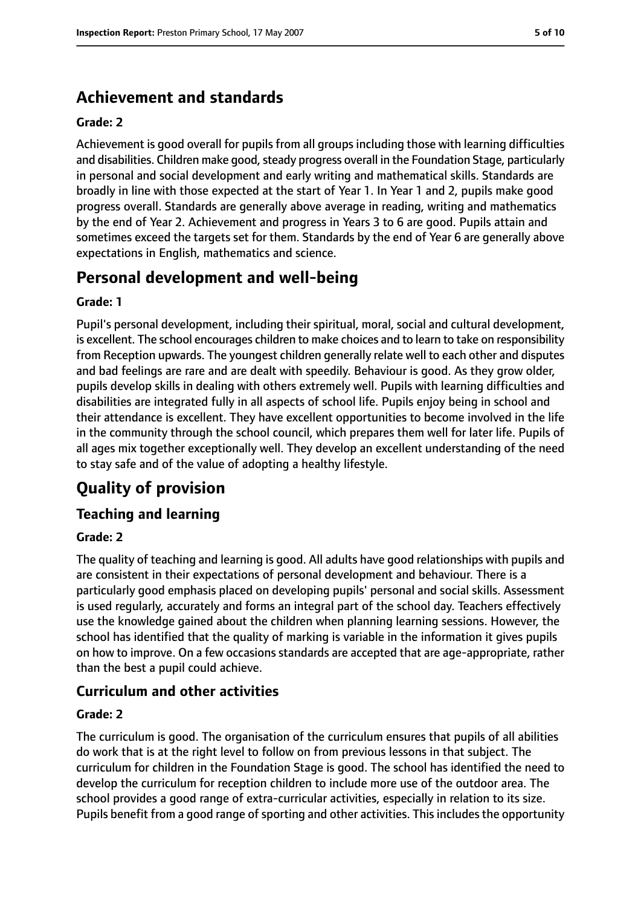## Achievement and standards

**Grade: 2**

Achievement is good overall for pupils from all groups including those with learning difficulties and disabilities. Children make good, steady progress overall in the Foundation Stage, particularly in personal and social development and early writing and mathematical skills. Standards are broadly in line with those expected at the start of Year 1. In Year 1 and 2, pupils make good progress overall. Standards are generally above average in reading, writing and mathematics by the end of Year 2. Achievement and progress in Years 3 to 6 are good. Pupils attain and sometimes exceed the targets set for them. Standards by the end of Year 6 are generally above expectations in English, mathematics and science.

## Personal development and well-being

**Grade: 1**

Pupil's personal development, including their spiritual, moral, social and cultural development, is excellent. The school encourages children to make choices and to learn to take on responsibility from Reception upwards. The youngest children generally relate well to each other and disputes and bad feelings are rare and are dealt with speedily. Behaviour is good. As they grow older, pupils develop skills in dealing with others extremely well. Pupils with learning difficulties and disabilities are integrated fully in all aspects of school life. Pupils enjoy being in school and their attendance is excellent. They have excellent opportunities to become involved in the life in the community through the school council, which prepares them well for later life. Pupils of all ages mix together exceptionally well. They develop an excellent understanding of the need to stay safe and of the value of adopting a healthy lifestyle.

# Quality of provision

## Teaching and learning

**Grade: 2**

The quality of teaching and learning is good. All adults have good relationships with pupils and are consistent in their expectations of personal development and behaviour. There is a particularly good emphasis placed on developing pupils' personal and social skills. Assessment is used regularly, accurately and forms an integral part of the school day. Teachers effectively use the knowledge gained about the children when planning learning sessions. However, the school has identified that the quality of marking is variable in the information it gives pupils on how to improve. On a few occasions standards are accepted that are age-appropriate, rather than the best a pupil could achieve.

## Curriculum and other activities

**Grade: 2**

The curriculum is good. The organisation of the curriculum ensures that pupils of all abilities do work that is at the right level to follow on from previous lessons in that subject. The curriculum for children in the Foundation Stage is good. The school has identified the need to develop the curriculum for reception children to include more use of the outdoor area. The school provides a good range of extra-curricular activities, especially in relation to its size. Pupils benefit from a good range of sporting and other activities. This includes the opportunity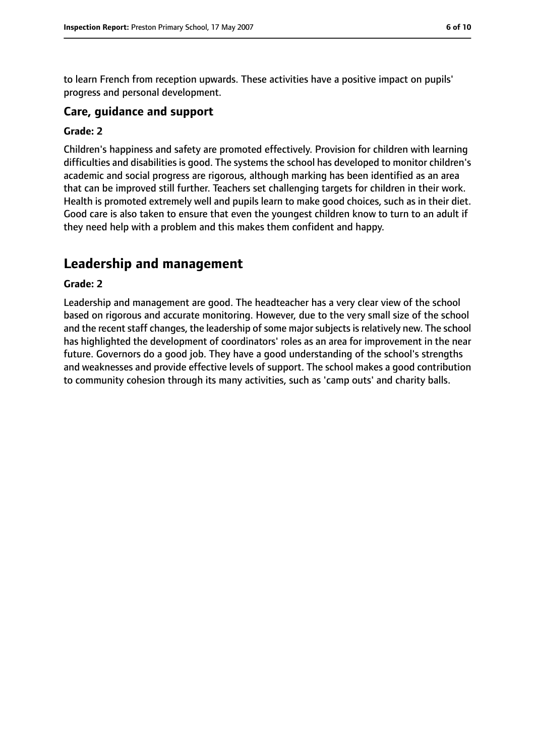to learn French from reception upwards. These activities have a positive impact on pupils' progress and personal development.

### Care, guidance and support

**Grade: 2**

Children's happiness and safety are promoted effectively. Provision for children with learning difficulties and disabilities is good. The systems the school has developed to monitor children's academic and social progress are rigorous, although marking has been identified as an area that can be improved still further. Teachers set challenging targets for children in their work. Health is promoted extremely well and pupils learn to make good choices, such as in their diet. Good care is also taken to ensure that even the youngest children know to turn to an adult if they need help with a problem and this makes them confident and happy.

## Leadership and management

**Grade: 2**

Leadership and management are good. The headteacher has a very clear view of the school based on rigorous and accurate monitoring. However, due to the very small size of the school and the recent staff changes, the leadership of some major subjects is relatively new. The school has highlighted the development of coordinators' roles as an area for improvement in the near future. Governors do a good job. They have a good understanding of the school's strengths and weaknesses and provide effective levels of support. The school makes a good contribution to community cohesion through its many activities, such as 'camp outs' and charity balls.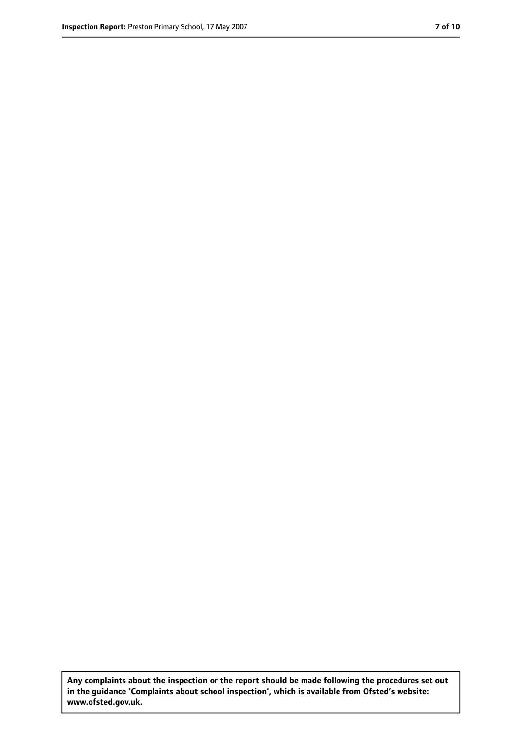**Any complaints about the inspection or the report should be made following the procedures set out in the guidance 'Complaints about school inspection', which is available from Ofsted's website: www.ofsted.gov.uk.**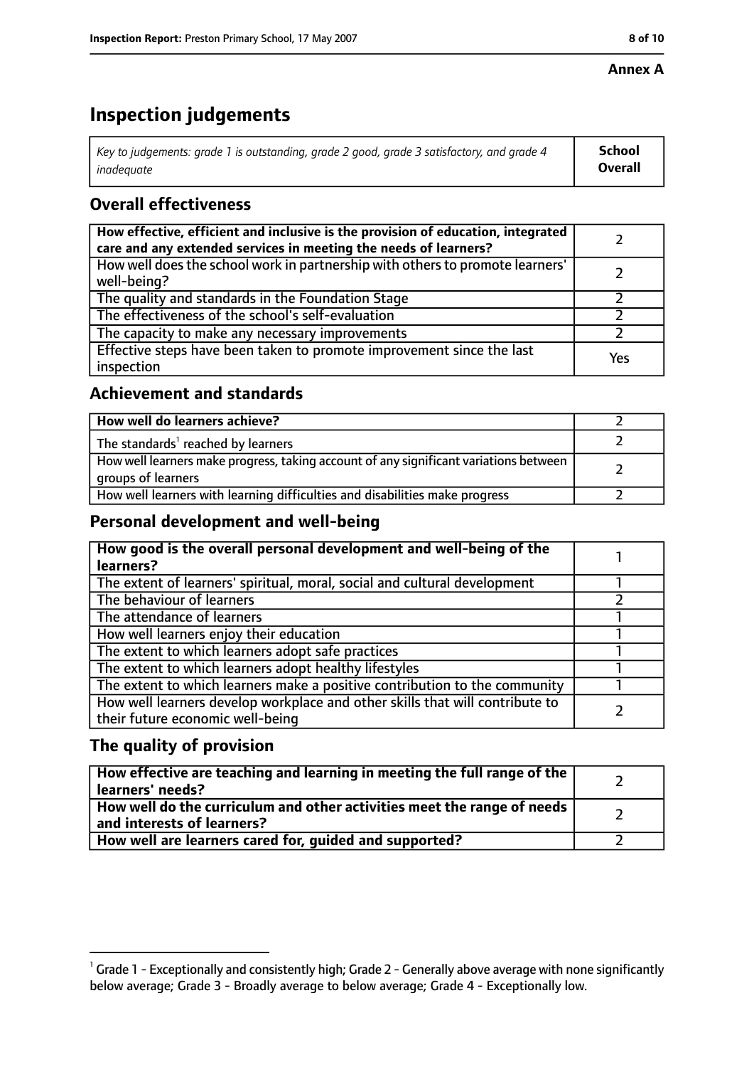**Annex A**

# Inspection judgements

| *Key to judgements: grade 1 is outstanding, grade 2 good, grade 3 satisfactory, and grade 4 inadequate* | **School Overall** |
|---|---|

## Overall effectiveness

| | |
|---|---|
| **How effective, efficient and inclusive is the provision of education, integrated care and any extended services in meeting the needs of learners?** | 2 |
| How well does the school work in partnership with others to promote learners' well-being? | 2 |
| The quality and standards in the Foundation Stage | 2 |
| The effectiveness of the school's self-evaluation | 2 |
| The capacity to make any necessary improvements | 2 |
| Effective steps have been taken to promote improvement since the last inspection | Yes |

## Achievement and standards

| | |
|---|---|
| **How well do learners achieve?** | 2 |
| The standards[1] reached by learners | 2 |
| How well learners make progress, taking account of any significant variations between groups of learners | 2 |
| How well learners with learning difficulties and disabilities make progress | 2 |

## Personal development and well-being

| | |
|---|---|
| **How good is the overall personal development and well-being of the learners?** | 1 |
| The extent of learners' spiritual, moral, social and cultural development | 1 |
| The behaviour of learners | 2 |
| The attendance of learners | 1 |
| How well learners enjoy their education | 1 |
| The extent to which learners adopt safe practices | 1 |
| The extent to which learners adopt healthy lifestyles | 1 |
| The extent to which learners make a positive contribution to the community | 1 |
| How well learners develop workplace and other skills that will contribute to their future economic well-being | 2 |

## The quality of provision

| | |
|---|---|
| **How effective are teaching and learning in meeting the full range of the learners' needs?** | 2 |
| **How well do the curriculum and other activities meet the range of needs and interests of learners?** | 2 |
| **How well are learners cared for, guided and supported?** | 2 |

[1] Grade 1 - Exceptionally and consistently high; Grade 2 - Generally above average with none significantly below average; Grade 3 - Broadly average to below average; Grade 4 - Exceptionally low.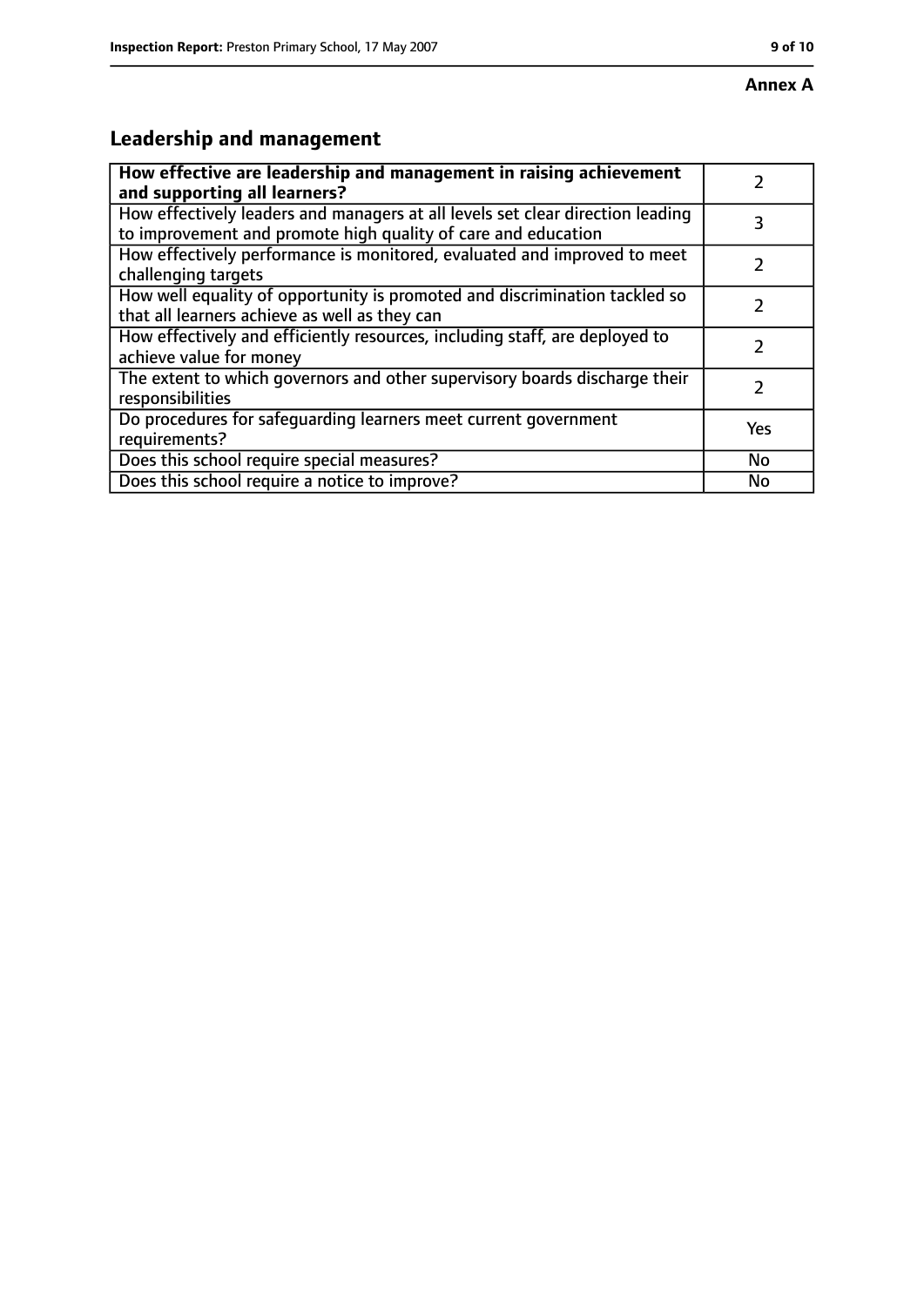**Annex A**

## Leadership and management

| **How effective are leadership and management in raising achievement and supporting all learners?** | 2 |
|---|---|
| How effectively leaders and managers at all levels set clear direction leading to improvement and promote high quality of care and education | 3 |
| How effectively performance is monitored, evaluated and improved to meet challenging targets | 2 |
| How well equality of opportunity is promoted and discrimination tackled so that all learners achieve as well as they can | 2 |
| How effectively and efficiently resources, including staff, are deployed to achieve value for money | 2 |
| The extent to which governors and other supervisory boards discharge their responsibilities | 2 |
| Do procedures for safeguarding learners meet current government requirements? | Yes |
| Does this school require special measures? | No |
| Does this school require a notice to improve? | No |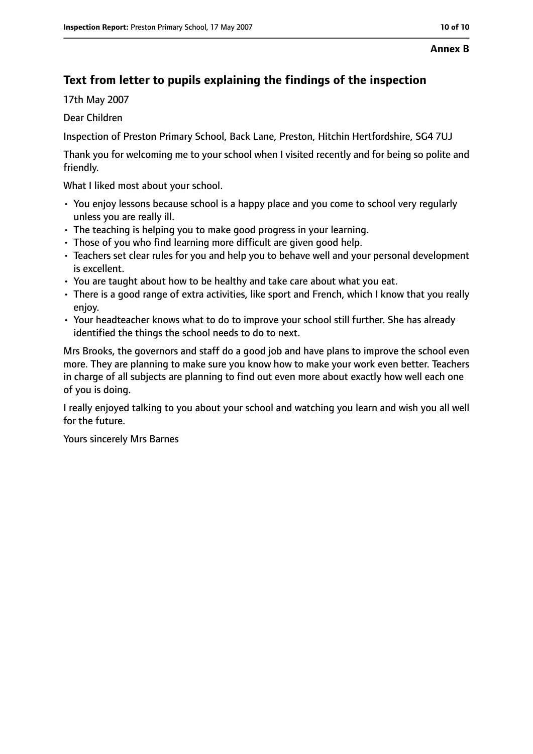**Annex B**

## Text from letter to pupils explaining the findings of the inspection

17th May 2007

Dear Children

Inspection of Preston Primary School, Back Lane, Preston, Hitchin Hertfordshire, SG4 7UJ

Thank you for welcoming me to your school when I visited recently and for being so polite and friendly.

What I liked most about your school.

- You enjoy lessons because school is a happy place and you come to school very regularly unless you are really ill.
- The teaching is helping you to make good progress in your learning.
- Those of you who find learning more difficult are given good help.
- Teachers set clear rules for you and help you to behave well and your personal development is excellent.
- You are taught about how to be healthy and take care about what you eat.
- There is a good range of extra activities, like sport and French, which I know that you really enjoy.
- Your headteacher knows what to do to improve your school still further. She has already identified the things the school needs to do to next.

Mrs Brooks, the governors and staff do a good job and have plans to improve the school even more. They are planning to make sure you know how to make your work even better. Teachers in charge of all subjects are planning to find out even more about exactly how well each one of you is doing.

I really enjoyed talking to you about your school and watching you learn and wish you all well for the future.

Yours sincerely Mrs Barnes